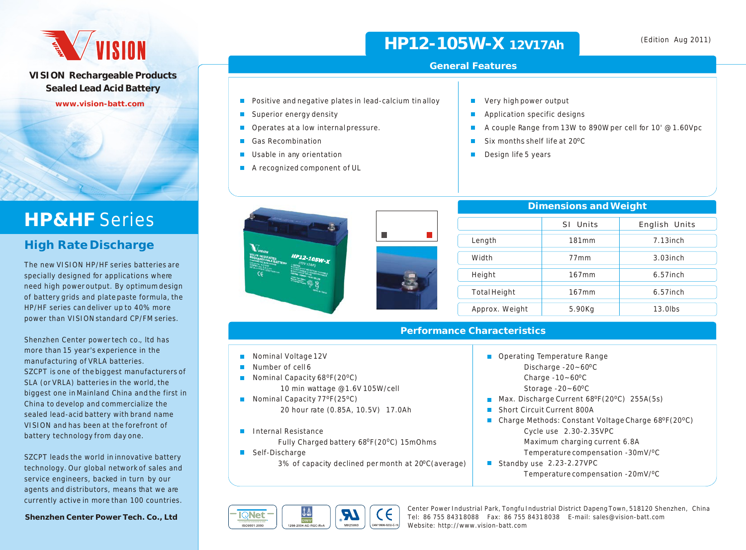VISION

**VISION Rechargeable Products**
**Sealed Lead Acid Battery**
www.vision-batt.com

# HP&HF Series

## High Rate Discharge

The new VISION HP/HF series batteries are specially designed for applications where need high power output. By optimum design of battery grids and plate paste formula, the HP/HF series can deliver up to 40% more power than VISION standard CP/FM series.

Shenzhen Center power tech co., ltd has more than 15 year's experience in the manufacturing of VRLA batteries.
SZCPT is one of the biggest manufacturers of SLA (or VRLA) batteries in the world, the biggest one in Mainland China and the first in China to develop and commercialize the sealed lead-acid battery with brand name VISION and has been at the forefront of battery technology from day one.

SZCPT leads the world in innovative battery technology. Our global network of sales and service engineers, backed in turn by our agents and distributors, means that we are currently active in more than 100 countries.

**Shenzhen Center Power Tech. Co., Ltd**

# HP12-105W-X 12V17Ah

(Edition Aug 2011)

## General Features

- Positive and negative plates in lead-calcium tin alloy
- Superior energy density
- Operates at a low internal pressure.
- Gas Recombination
- Usable in any orientation
- A recognized component of UL
- Very high power output
- Application specific designs
- A couple Range from 13W to 890W per cell for 10' @1.60Vpc
- Six months shelf life at 20°C
- Design life 5 years

## Dimensions and Weight

| | SI Units | English Units |
|---|---|---|
| Length | 181mm | 7.13inch |
| Width | 77mm | 3.03inch |
| Height | 167mm | 6.57inch |
| Total Height | 167mm | 6.57inch |
| Approx. Weight | 5.90Kg | 13.0lbs |

## Performance Characteristics

- Nominal Voltage 12V
- Number of cell 6
- Nominal Capacity 68°F(20°C)
  - 10 min wattage @1.6V 105W/cell
- Nominal Capacity 77°F(25°C)
  - 20 hour rate (0.85A, 10.5V) 17.0Ah
- Internal Resistance
  - Fully Charged battery 68°F(20°C) 15mOhms
- Self-Discharge
  - 3% of capacity declined per month at 20°C(average)
- Operating Temperature Range
  - Discharge -20~60°C
  - Charge -10~60°C
  - Storage -20~60°C
- Max. Discharge Current 68°F(20°C) 255A(5s)
- Short Circuit Current 800A
- Charge Methods: Constant Voltage Charge 68°F(20°C)
  - Cycle use 2.30-2.35VPC
  - Maximum charging current 6.8A
  - Temperature compensation -30mV/°C
- Standby use 2.23-2.27VPC
  - Temperature compensation -20mV/°C

IQNet ISO9001:2000 | DNV 1298-2004-AE-RGC-RvA | UL MH25860 | CE C4M19906-9202-E-16

Center Power Industrial Park, Tongfu Industrial District Dapeng Town, 518120 Shenzhen, China
Tel: 86 755 84318088 Fax: 86 755 84318038 E-mail: sales@vision-batt.com
Website: http://www.vision-batt.com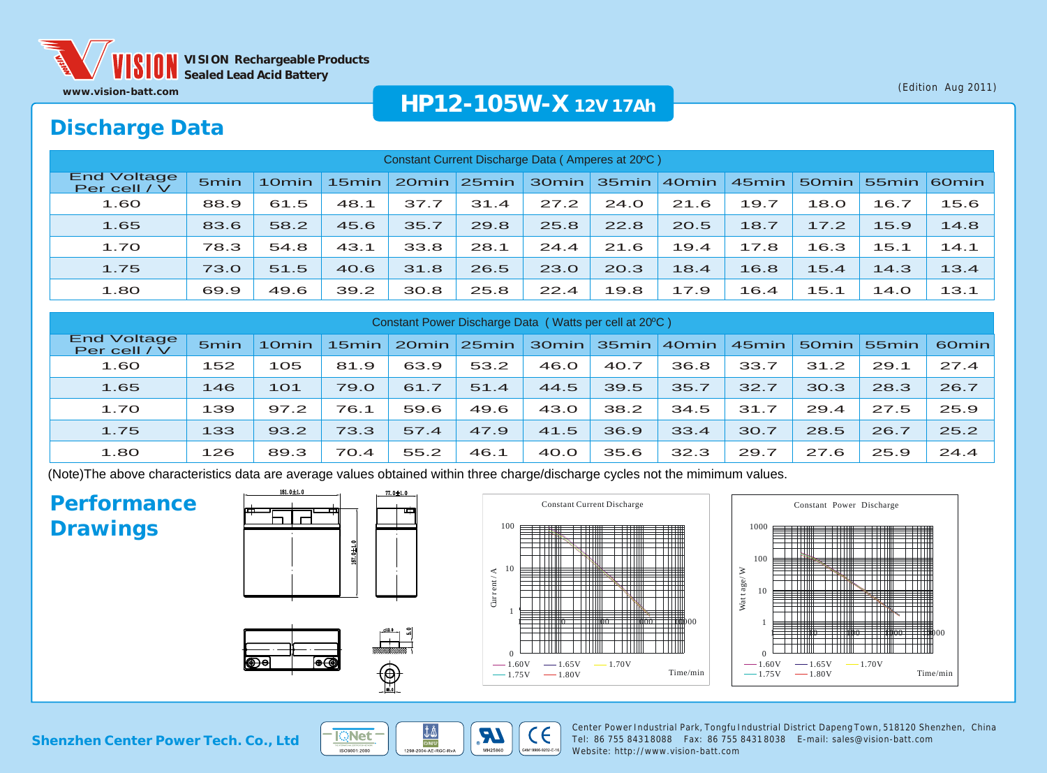VISION Rechargeable Products
Sealed Lead Acid Battery

www.vision-batt.com

(Edition Aug 2011)

# HP12-105W-X 12V 17Ah

## Discharge Data

| Constant Current Discharge Data ( Amperes at 20ºC ) | | | | | | | | | | | | |
|---|---|---|---|---|---|---|---|---|---|---|---|---|
| End Voltage Per cell / V | 5min | 10min | 15min | 20min | 25min | 30min | 35min | 40min | 45min | 50min | 55min | 60min |
| 1.60 | 88.9 | 61.5 | 48.1 | 37.7 | 31.4 | 27.2 | 24.0 | 21.6 | 19.7 | 18.0 | 16.7 | 15.6 |
| 1.65 | 83.6 | 58.2 | 45.6 | 35.7 | 29.8 | 25.8 | 22.8 | 20.5 | 18.7 | 17.2 | 15.9 | 14.8 |
| 1.70 | 78.3 | 54.8 | 43.1 | 33.8 | 28.1 | 24.4 | 21.6 | 19.4 | 17.8 | 16.3 | 15.1 | 14.1 |
| 1.75 | 73.0 | 51.5 | 40.6 | 31.8 | 26.5 | 23.0 | 20.3 | 18.4 | 16.8 | 15.4 | 14.3 | 13.4 |
| 1.80 | 69.9 | 49.6 | 39.2 | 30.8 | 25.8 | 22.4 | 19.8 | 17.9 | 16.4 | 15.1 | 14.0 | 13.1 |

| Constant Power Discharge Data ( Watts per cell at 20ºC ) | | | | | | | | | | | | |
|---|---|---|---|---|---|---|---|---|---|---|---|---|
| End Voltage Per cell / V | 5min | 10min | 15min | 20min | 25min | 30min | 35min | 40min | 45min | 50min | 55min | 60min |
| 1.60 | 152 | 105 | 81.9 | 63.9 | 53.2 | 46.0 | 40.7 | 36.8 | 33.7 | 31.2 | 29.1 | 27.4 |
| 1.65 | 146 | 101 | 79.0 | 61.7 | 51.4 | 44.5 | 39.5 | 35.7 | 32.7 | 30.3 | 28.3 | 26.7 |
| 1.70 | 139 | 97.2 | 76.1 | 59.6 | 49.6 | 43.0 | 38.2 | 34.5 | 31.7 | 29.4 | 27.5 | 25.9 |
| 1.75 | 133 | 93.2 | 73.3 | 57.4 | 47.9 | 41.5 | 36.9 | 33.4 | 30.7 | 28.5 | 26.7 | 25.2 |
| 1.80 | 126 | 89.3 | 70.4 | 55.2 | 46.1 | 40.0 | 35.6 | 32.3 | 29.7 | 27.6 | 25.9 | 24.4 |

(Note)The above characteristics data are average values obtained within three charge/discharge cycles not the mimimum values.

## Performance Drawings

181.0±1.0
77.0±1.0
167.0±1.0

Constant Current Discharge

100
10
1
0
Current / A
Time/min
— 1.60V — 1.65V — 1.70V
— 1.75V — 1.80V

Constant Power Discharge

1000
100
10
1
0
Wattage/ W
Time/min
— 1.60V — 1.65V — 1.70V
— 1.75V — 1.80V

**Shenzhen Center Power Tech. Co., Ltd**

Center Power Industrial Park, Tongfu Industrial District Dapeng Town, 518120 Shenzhen, China
Tel: 86 755 84318088 Fax: 86 755 84318038 E-mail: sales@vision-batt.com
Website: http://www.vision-batt.com